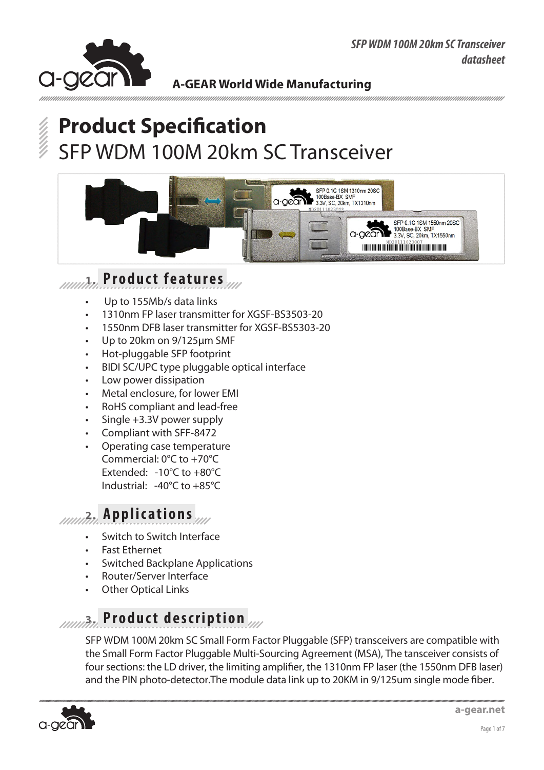A-GEAR World Wide Manufacturing

# Product Specification
## SFP WDM 100M 20km SC Transceiver

## 1. Product features

- Up to 155Mb/s data links
- 1310nm FP laser transmitter for XGSF-BS3503-20
- 1550nm DFB laser transmitter for XGSF-BS5303-20
- Up to 20km on 9/125µm SMF
- Hot-pluggable SFP footprint
- BIDI SC/UPC type pluggable optical interface
- Low power dissipation
- Metal enclosure, for lower EMI
- RoHS compliant and lead-free
- Single +3.3V power supply
- Compliant with SFF-8472
- Operating case temperature
  Commercial: 0°C to +70°C
  Extended: -10°C to +80°C
  Industrial: -40°C to +85°C

## 2. Applications

- Switch to Switch Interface
- Fast Ethernet
- Switched Backplane Applications
- Router/Server Interface
- Other Optical Links

## 3. Product description

SFP WDM 100M 20km SC Small Form Factor Pluggable (SFP) transceivers are compatible with the Small Form Factor Pluggable Multi-Sourcing Agreement (MSA), The tansceiver consists of four sections: the LD driver, the limiting amplifier, the 1310nm FP laser (the 1550nm DFB laser) and the PIN photo-detector.The module data link up to 20KM in 9/125um single mode fiber.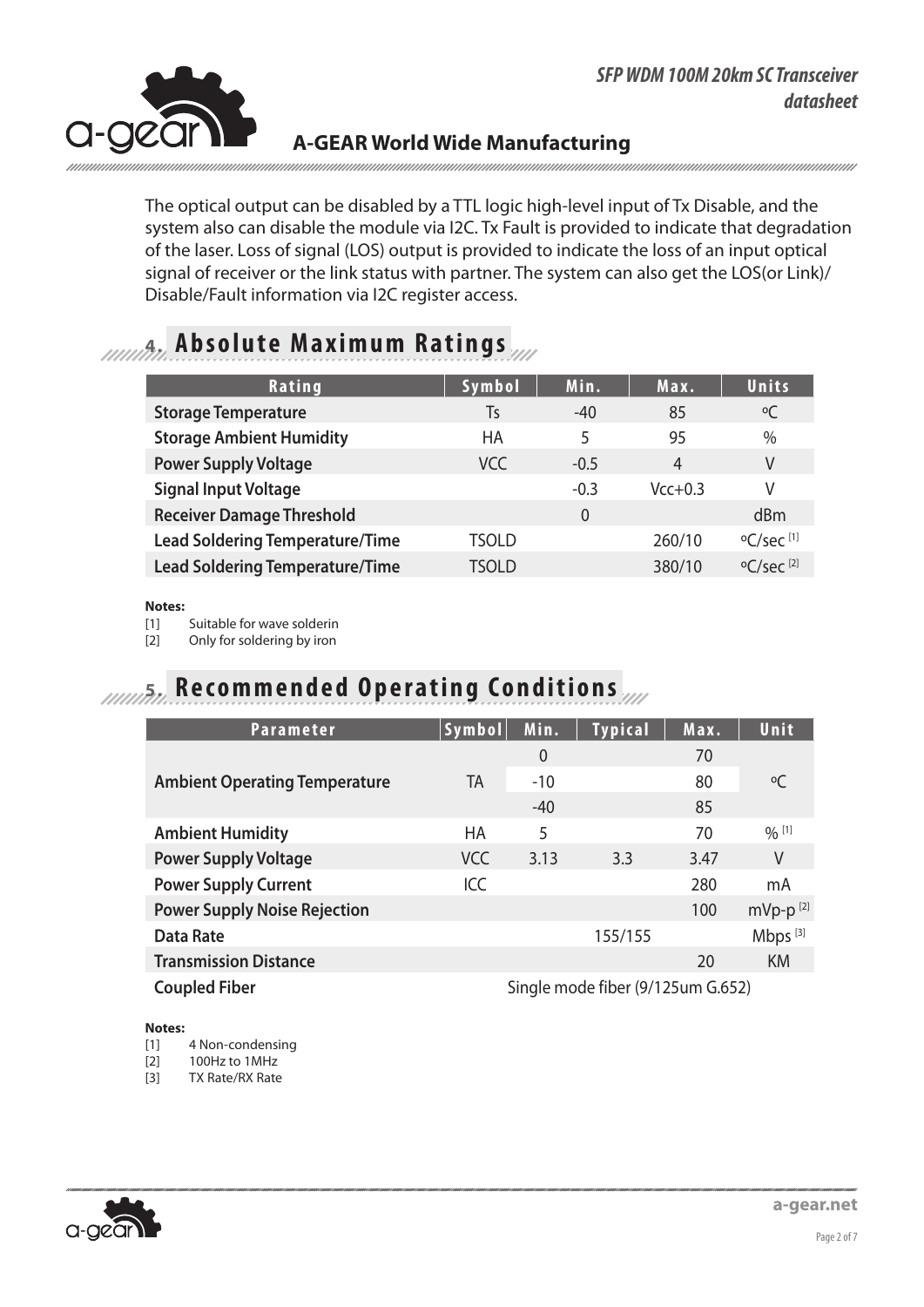The optical output can be disabled by a TTL logic high-level input of Tx Disable, and the system also can disable the module via I2C. Tx Fault is provided to indicate that degradation of the laser. Loss of signal (LOS) output is provided to indicate the loss of an input optical signal of receiver or the link status with partner. The system can also get the LOS(or Link)/Disable/Fault information via I2C register access.

## 4. Absolute Maximum Ratings

| Rating | Symbol | Min. | Max. | Units |
|---|---|---|---|---|
| **Storage Temperature** | Ts | -40 | 85 | ºC |
| **Storage Ambient Humidity** | HA | 5 | 95 | % |
| **Power Supply Voltage** | VCC | -0.5 | 4 | V |
| **Signal Input Voltage** | | -0.3 | Vcc+0.3 | V |
| **Receiver Damage Threshold** | | 0 | | dBm |
| **Lead Soldering Temperature/Time** | TSOLD | | 260/10 | ºC/sec [1] |
| **Lead Soldering Temperature/Time** | TSOLD | | 380/10 | ºC/sec [2] |

**Notes:**

[1] Suitable for wave solderin

[2] Only for soldering by iron

## 5. Recommended Operating Conditions

| Parameter | Symbol | Min. | Typical | Max. | Unit |
|---|---|---|---|---|---|
| **Ambient Operating Temperature** | TA | 0 | | 70 | ºC |
| | | -10 | | 80 | |
| | | -40 | | 85 | |
| **Ambient Humidity** | HA | 5 | | 70 | % [1] |
| **Power Supply Voltage** | VCC | 3.13 | 3.3 | 3.47 | V |
| **Power Supply Current** | ICC | | | 280 | mA |
| **Power Supply Noise Rejection** | | | | 100 | mVp-p [2] |
| **Data Rate** | | | 155/155 | | Mbps [3] |
| **Transmission Distance** | | | | 20 | KM |
| **Coupled Fiber** | Single mode fiber (9/125um G.652) | | | | |

**Notes:**

[1] 4 Non-condensing

[2] 100Hz to 1MHz

[3] TX Rate/RX Rate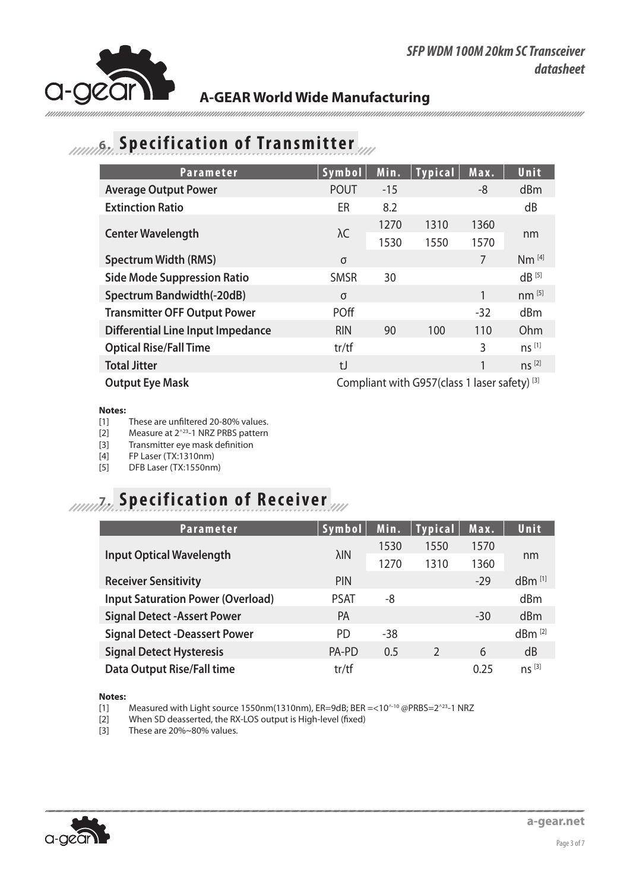## 6. Specification of Transmitter

| Parameter | Symbol | Min. | Typical | Max. | Unit |
|---|---|---|---|---|---|
| Average Output Power | POUT | -15 | | -8 | dBm |
| Extinction Ratio | ER | 8.2 | | | dB |
| Center Wavelength | λC | 1270 | 1310 | 1360 | nm |
| | | 1530 | 1550 | 1570 | |
| Spectrum Width (RMS) | σ | | | 7 | Nm [4] |
| Side Mode Suppression Ratio | SMSR | 30 | | | dB [5] |
| Spectrum Bandwidth(-20dB) | σ | | | 1 | nm [5] |
| Transmitter OFF Output Power | POff | | | -32 | dBm |
| Differential Line Input Impedance | RIN | 90 | 100 | 110 | Ohm |
| Optical Rise/Fall Time | tr/tf | | | 3 | ns [1] |
| Total Jitter | tJ | | | 1 | ns [2] |
| Output Eye Mask | Compliant with G957(class 1 laser safety) [3] | | | | |

**Notes:**

[1] These are unfiltered 20-80% values.
[2] Measure at $2^{23}$-1 NRZ PRBS pattern
[3] Transmitter eye mask definition
[4] FP Laser (TX:1310nm)
[5] DFB Laser (TX:1550nm)

## 7. Specification of Receiver

| Parameter | Symbol | Min. | Typical | Max. | Unit |
|---|---|---|---|---|---|
| Input Optical Wavelength | λIN | 1530 | 1550 | 1570 | nm |
| | | 1270 | 1310 | 1360 | |
| Receiver Sensitivity | PIN | | | -29 | dBm [1] |
| Input Saturation Power (Overload) | PSAT | -8 | | | dBm |
| Signal Detect -Assert Power | PA | | | -30 | dBm |
| Signal Detect -Deassert Power | PD | -38 | | | dBm [2] |
| Signal Detect Hysteresis | PA-PD | 0.5 | 2 | 6 | dB |
| Data Output Rise/Fall time | tr/tf | | | 0.25 | ns [3] |

**Notes:**

[1] Measured with Light source 1550nm(1310nm), ER=9dB; BER =<$10^{-10}$ @PRBS=$2^{23}$-1 NRZ
[2] When SD deasserted, the RX-LOS output is High-level (fixed)
[3] These are 20%~80% values.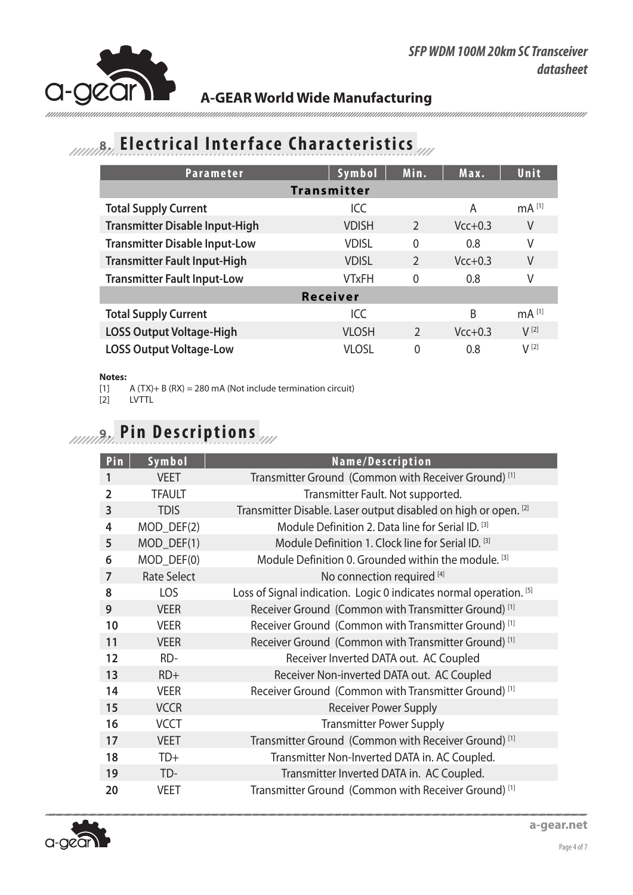## 8. Electrical Interface Characteristics

| Parameter | Symbol | Min. | Max. | Unit |
|---|---|---|---|---|
| **Transmitter** | | | | |
| **Total Supply Current** | ICC | | A | mA [1] |
| **Transmitter Disable Input-High** | VDISH | 2 | Vcc+0.3 | V |
| **Transmitter Disable Input-Low** | VDISL | 0 | 0.8 | V |
| **Transmitter Fault Input-High** | VDISL | 2 | Vcc+0.3 | V |
| **Transmitter Fault Input-Low** | VTxFH | 0 | 0.8 | V |
| **Receiver** | | | | |
| **Total Supply Current** | ICC | | B | mA [1] |
| **LOSS Output Voltage-High** | VLOSH | 2 | Vcc+0.3 | V [2] |
| **LOSS Output Voltage-Low** | VLOSL | 0 | 0.8 | V [2] |

**Notes:**

[1] A (TX)+ B (RX) = 280 mA (Not include termination circuit)

[2] LVTTL

## 9. Pin Descriptions

| Pin | Symbol | Name/Description |
|---|---|---|
| 1 | VEET | Transmitter Ground (Common with Receiver Ground) [1] |
| 2 | TFAULT | Transmitter Fault. Not supported. |
| 3 | TDIS | Transmitter Disable. Laser output disabled on high or open. [2] |
| 4 | MOD_DEF(2) | Module Definition 2. Data line for Serial ID. [3] |
| 5 | MOD_DEF(1) | Module Definition 1. Clock line for Serial ID. [3] |
| 6 | MOD_DEF(0) | Module Definition 0. Grounded within the module. [3] |
| 7 | Rate Select | No connection required [4] |
| 8 | LOS | Loss of Signal indication. Logic 0 indicates normal operation. [5] |
| 9 | VEER | Receiver Ground (Common with Transmitter Ground) [1] |
| 10 | VEER | Receiver Ground (Common with Transmitter Ground) [1] |
| 11 | VEER | Receiver Ground (Common with Transmitter Ground) [1] |
| 12 | RD- | Receiver Inverted DATA out. AC Coupled |
| 13 | RD+ | Receiver Non-inverted DATA out. AC Coupled |
| 14 | VEER | Receiver Ground (Common with Transmitter Ground) [1] |
| 15 | VCCR | Receiver Power Supply |
| 16 | VCCT | Transmitter Power Supply |
| 17 | VEET | Transmitter Ground (Common with Receiver Ground) [1] |
| 18 | TD+ | Transmitter Non-Inverted DATA in. AC Coupled. |
| 19 | TD- | Transmitter Inverted DATA in. AC Coupled. |
| 20 | VEET | Transmitter Ground (Common with Receiver Ground) [1] |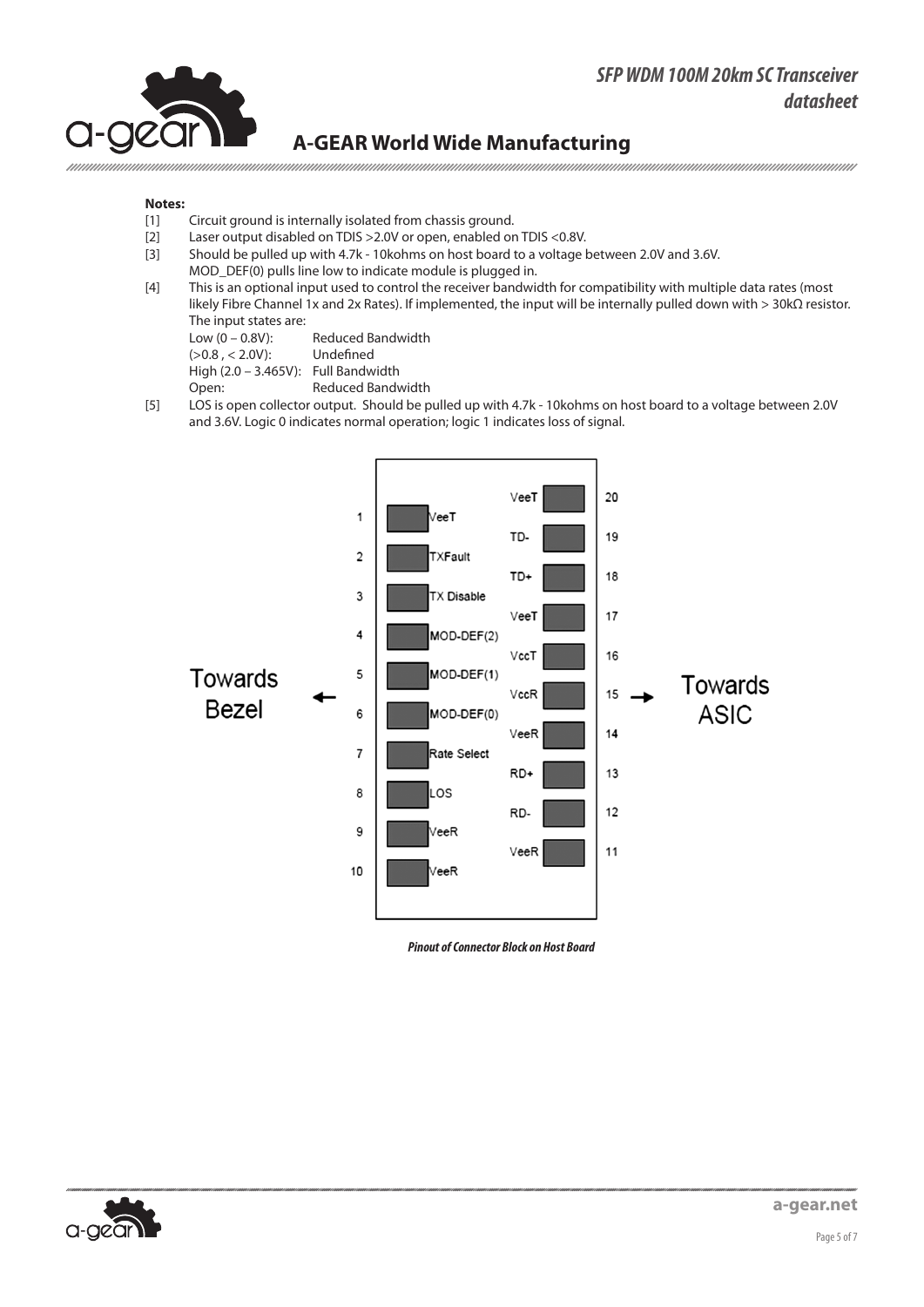**Notes:**

[1] Circuit ground is internally isolated from chassis ground.

[2] Laser output disabled on TDIS >2.0V or open, enabled on TDIS <0.8V.

[3] Should be pulled up with 4.7k - 10kohms on host board to a voltage between 2.0V and 3.6V. MOD_DEF(0) pulls line low to indicate module is plugged in.

[4] This is an optional input used to control the receiver bandwidth for compatibility with multiple data rates (most likely Fibre Channel 1x and 2x Rates). If implemented, the input will be internally pulled down with > 30kΩ resistor. The input states are:

| | |
|---|---|
| Low (0 – 0.8V): | Reduced Bandwidth |
| (>0.8 , < 2.0V): | Undefined |
| High (2.0 – 3.465V): | Full Bandwidth |
| Open: | Reduced Bandwidth |

[5] LOS is open collector output. Should be pulled up with 4.7k - 10kohms on host board to a voltage between 2.0V and 3.6V. Logic 0 indicates normal operation; logic 1 indicates loss of signal.

Towards Bezel ← | → Towards ASIC

| Pin | Signal | Pin | Signal |
|---|---|---|---|
| 1 | VeeT | 20 | VeeT |
| 2 | TXFault | 19 | TD- |
| 3 | TX Disable | 18 | TD+ |
| 4 | MOD-DEF(2) | 17 | VeeT |
| 5 | MOD-DEF(1) | 16 | VccT |
| 6 | MOD-DEF(0) | 15 | VccR |
| 7 | Rate Select | 14 | VeeR |
| 8 | LOS | 13 | RD+ |
| 9 | VeeR | 12 | RD- |
| 10 | VeeR | 11 | VeeR |

*Pinout of Connector Block on Host Board*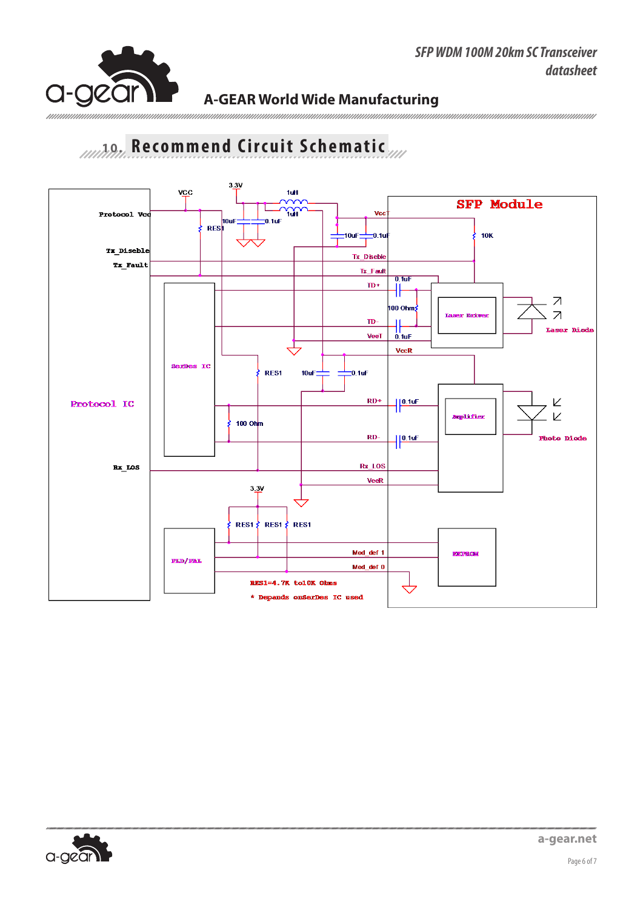## 10. Recommend Circuit Schematic

Protocol Vcc

VCC

3.3V

1uH

1uH

10uF

0.1uF

RES1

VccT

10uF

0.1uF

10K

SFP Module

Tx_Diseble

Tx_Fault

Tx_Diseble

Tx_Fault

TD+

0.1uF

100 Ohm

Laser Driver

Laser Diode

TD-

VeeT

0.1uF

VccR

SerDes IC

RES1

10uF

0.1uF

Protocol IC

RD+

0.1uF

100 Ohm

Amplifier

Photo Diode

RD-

0.1uF

Rx_LOS

Rx_LOS

VeeR

3.3V

RES1

RES1

RES1

PLD/PAL

Mod_def 1

EEPROM

Mod_def 0

RES1=4.7K to10K Ohms

* Depends onSerDes IC used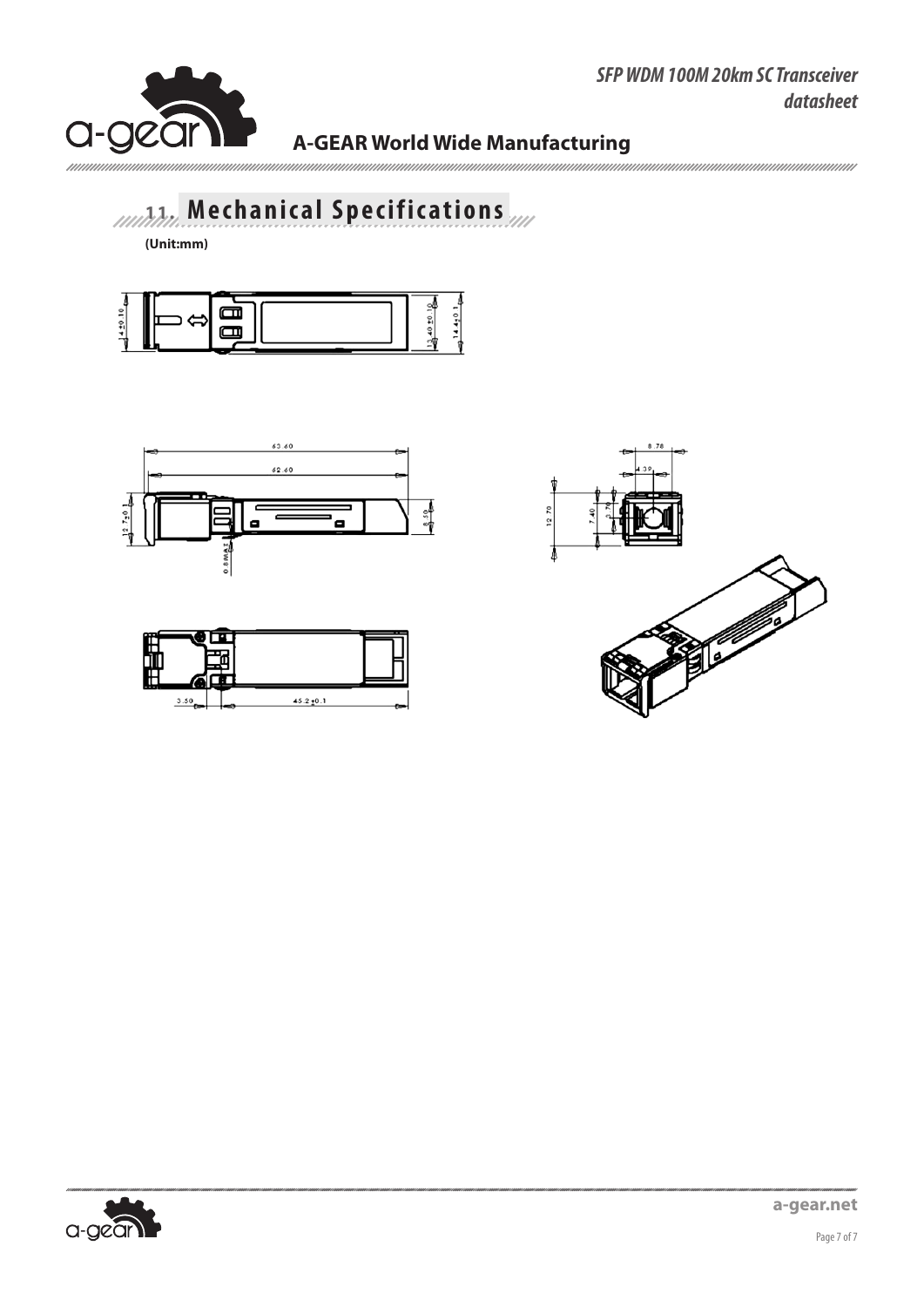## 11. Mechanical Specifications

(Unit:mm)

14±0.10

13.40±0.10

14.4±0.1

63.60

62.60

12.7±0.1

8.50

0.8MAX

8.78

4.39

12.70

7.40

3.70

3.50

45.2±0.1